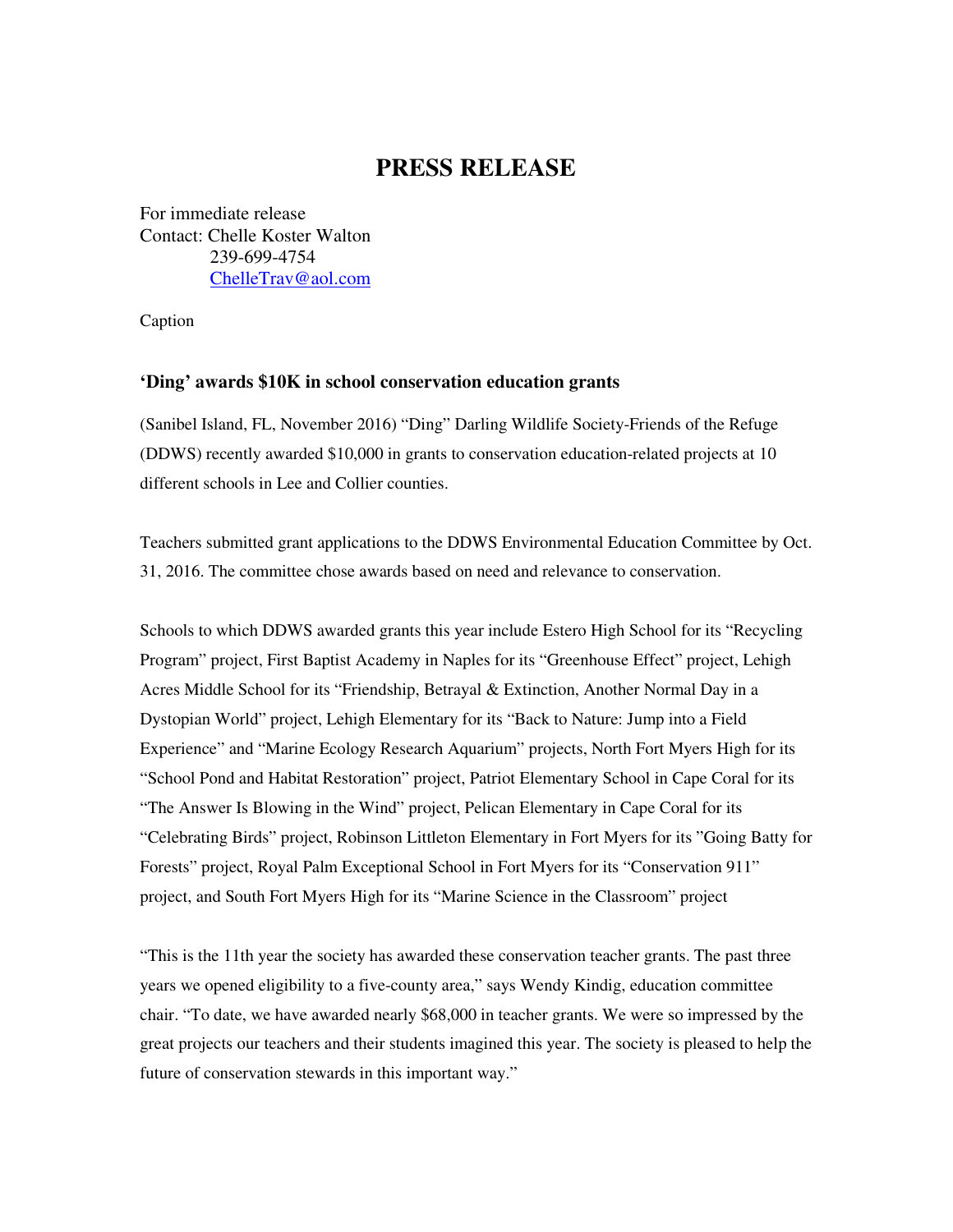# PRESS RELEASE

For immediate release
Contact: Chelle Koster Walton
239-699-4754
ChelleTrav@aol.com

Caption

### ‘Ding’ awards $10K in school conservation education grants

(Sanibel Island, FL, November 2016) “Ding” Darling Wildlife Society-Friends of the Refuge (DDWS) recently awarded $10,000 in grants to conservation education-related projects at 10 different schools in Lee and Collier counties.

Teachers submitted grant applications to the DDWS Environmental Education Committee by Oct. 31, 2016. The committee chose awards based on need and relevance to conservation.

Schools to which DDWS awarded grants this year include Estero High School for its “Recycling Program” project, First Baptist Academy in Naples for its “Greenhouse Effect” project, Lehigh Acres Middle School for its “Friendship, Betrayal & Extinction, Another Normal Day in a Dystopian World” project, Lehigh Elementary for its “Back to Nature: Jump into a Field Experience” and “Marine Ecology Research Aquarium” projects, North Fort Myers High for its “School Pond and Habitat Restoration” project, Patriot Elementary School in Cape Coral for its “The Answer Is Blowing in the Wind” project, Pelican Elementary in Cape Coral for its “Celebrating Birds” project, Robinson Littleton Elementary in Fort Myers for its ”Going Batty for Forests” project, Royal Palm Exceptional School in Fort Myers for its “Conservation 911” project, and South Fort Myers High for its “Marine Science in the Classroom” project

“This is the 11th year the society has awarded these conservation teacher grants. The past three years we opened eligibility to a five-county area,” says Wendy Kindig, education committee chair. “To date, we have awarded nearly $68,000 in teacher grants. We were so impressed by the great projects our teachers and their students imagined this year. The society is pleased to help the future of conservation stewards in this important way.”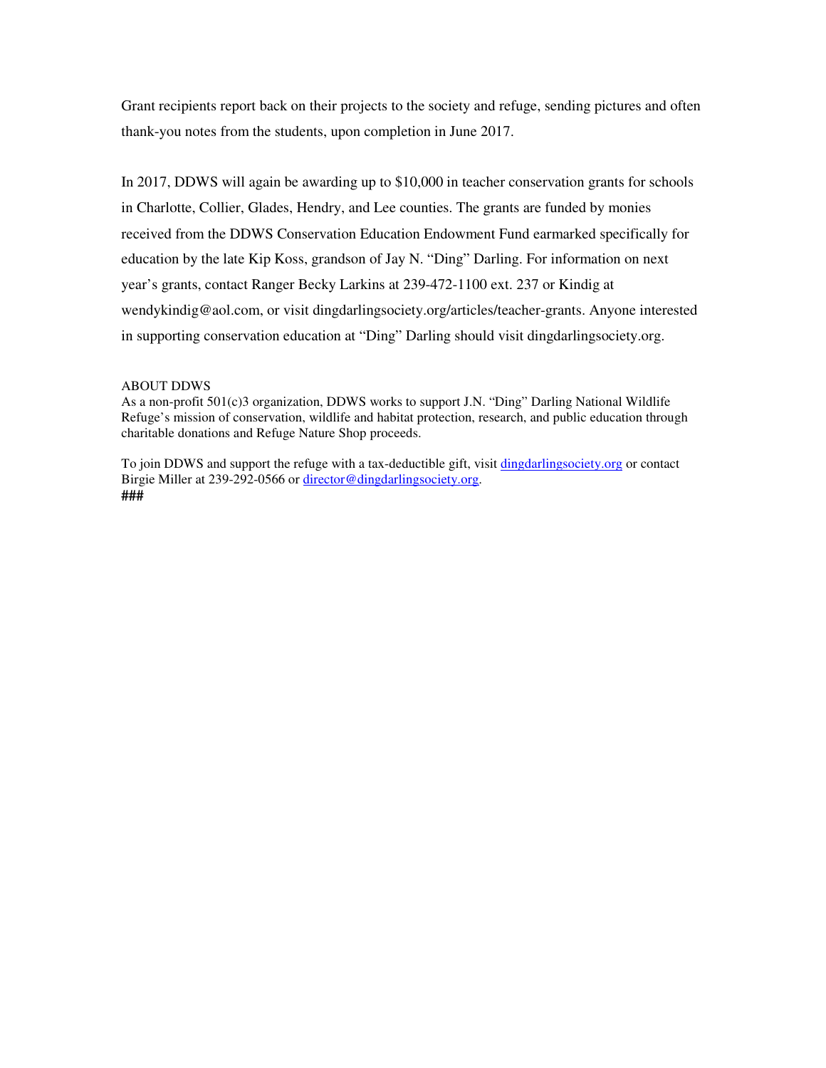Grant recipients report back on their projects to the society and refuge, sending pictures and often thank-you notes from the students, upon completion in June 2017.

In 2017, DDWS will again be awarding up to $10,000 in teacher conservation grants for schools in Charlotte, Collier, Glades, Hendry, and Lee counties. The grants are funded by monies received from the DDWS Conservation Education Endowment Fund earmarked specifically for education by the late Kip Koss, grandson of Jay N. "Ding" Darling. For information on next year's grants, contact Ranger Becky Larkins at 239-472-1100 ext. 237 or Kindig at wendykindig@aol.com, or visit dingdarlingsociety.org/articles/teacher-grants. Anyone interested in supporting conservation education at "Ding" Darling should visit dingdarlingsociety.org.

ABOUT DDWS
As a non-profit 501(c)3 organization, DDWS works to support J.N. "Ding" Darling National Wildlife Refuge's mission of conservation, wildlife and habitat protection, research, and public education through charitable donations and Refuge Nature Shop proceeds.

To join DDWS and support the refuge with a tax-deductible gift, visit dingdarlingsociety.org or contact Birgie Miller at 239-292-0566 or director@dingdarlingsociety.org.
###